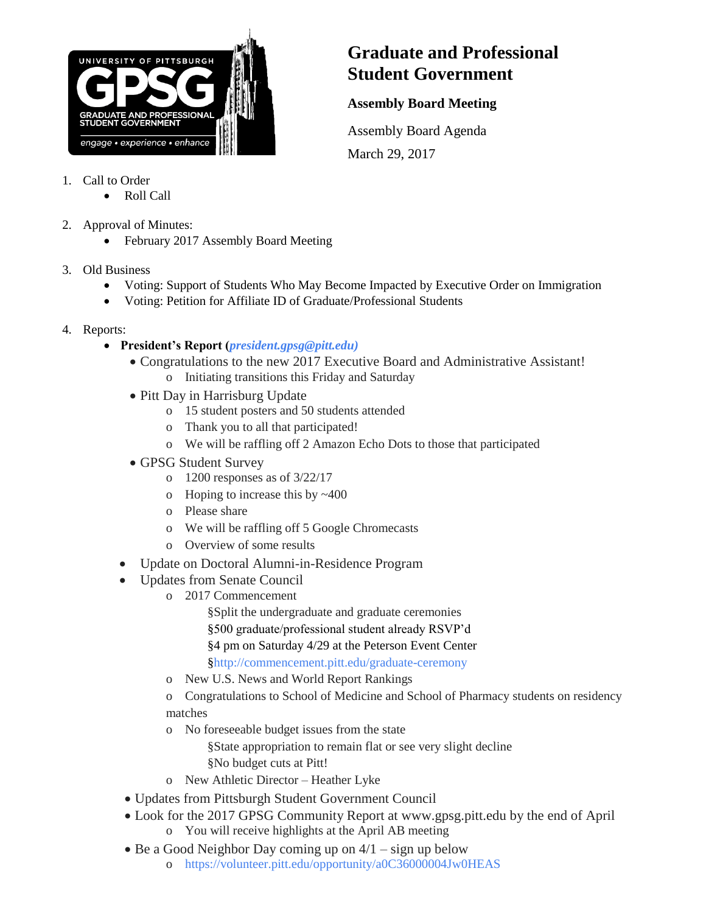# Graduate and Professional Student Government

## Assembly Board Meeting

Assembly Board Agenda

March 29, 2017

1. Call to Order
   - Roll Call

2. Approval of Minutes:
   - February 2017 Assembly Board Meeting

3. Old Business
   - Voting: Support of Students Who May Become Impacted by Executive Order on Immigration
   - Voting: Petition for Affiliate ID of Graduate/Professional Students

4. Reports:
   - **President's Report (*president.gpsg@pitt.edu)***
     - Congratulations to the new 2017 Executive Board and Administrative Assistant!
       - Initiating transitions this Friday and Saturday
     - Pitt Day in Harrisburg Update
       - 15 student posters and 50 students attended
       - Thank you to all that participated!
       - We will be raffling off 2 Amazon Echo Dots to those that participated
     - GPSG Student Survey
       - 1200 responses as of 3/22/17
       - Hoping to increase this by ~400
       - Please share
       - We will be raffling off 5 Google Chromecasts
       - Overview of some results
   - Update on Doctoral Alumni-in-Residence Program
   - Updates from Senate Council
     - 2017 Commencement
       - Split the undergraduate and graduate ceremonies
       - 500 graduate/professional student already RSVP'd
       - 4 pm on Saturday 4/29 at the Peterson Event Center
       - http://commencement.pitt.edu/graduate-ceremony
     - New U.S. News and World Report Rankings
     - Congratulations to School of Medicine and School of Pharmacy students on residency matches
     - No foreseeable budget issues from the state
       - State appropriation to remain flat or see very slight decline
       - No budget cuts at Pitt!
     - New Athletic Director – Heather Lyke
   - Updates from Pittsburgh Student Government Council
   - Look for the 2017 GPSG Community Report at www.gpsg.pitt.edu by the end of April
     - You will receive highlights at the April AB meeting
   - Be a Good Neighbor Day coming up on 4/1 – sign up below
     - https://volunteer.pitt.edu/opportunity/a0C36000004Jw0HEAS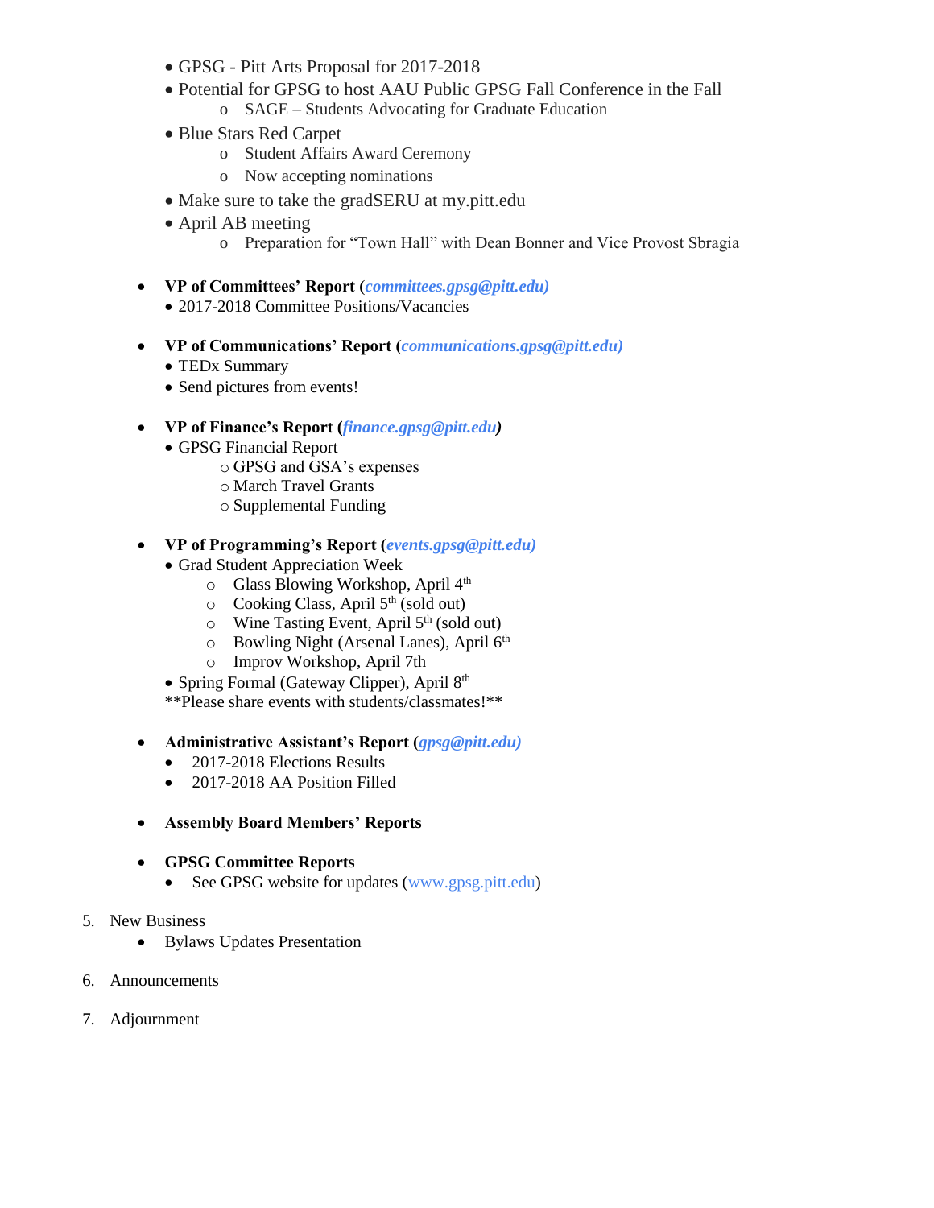- GPSG - Pitt Arts Proposal for 2017-2018
- Potential for GPSG to host AAU Public GPSG Fall Conference in the Fall
  - SAGE – Students Advocating for Graduate Education
- Blue Stars Red Carpet
  - Student Affairs Award Ceremony
  - Now accepting nominations
- Make sure to take the gradSERU at my.pitt.edu
- April AB meeting
  - Preparation for "Town Hall" with Dean Bonner and Vice Provost Sbragia

- **VP of Committees' Report (*committees.gpsg@pitt.edu)***
  - 2017-2018 Committee Positions/Vacancies

- **VP of Communications' Report (*communications.gpsg@pitt.edu)***
  - TEDx Summary
  - Send pictures from events!

- **VP of Finance's Report (*finance.gpsg@pitt.edu*)**
  - GPSG Financial Report
    - GPSG and GSA's expenses
    - March Travel Grants
    - Supplemental Funding

- **VP of Programming's Report (*events.gpsg@pitt.edu)***
  - Grad Student Appreciation Week
    - Glass Blowing Workshop, April 4th
    - Cooking Class, April 5th (sold out)
    - Wine Tasting Event, April 5th (sold out)
    - Bowling Night (Arsenal Lanes), April 6th
    - Improv Workshop, April 7th
  - Spring Formal (Gateway Clipper), April 8th

  **Please share events with students/classmates!**

- **Administrative Assistant's Report (*gpsg@pitt.edu)***
  - 2017-2018 Elections Results
  - 2017-2018 AA Position Filled

- **Assembly Board Members' Reports**

- **GPSG Committee Reports**
  - See GPSG website for updates (www.gpsg.pitt.edu)

5. New Business
   - Bylaws Updates Presentation

6. Announcements

7. Adjournment